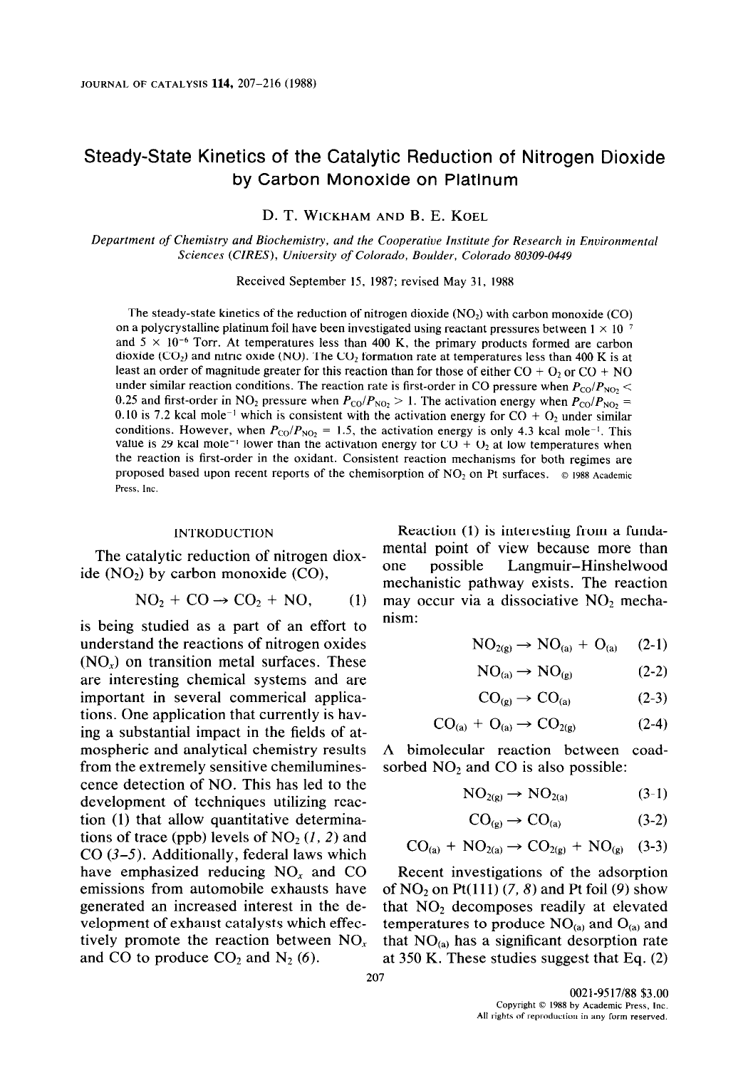# Steady-State Kinetics of the Catalytic Reduction of Nitrogen Dioxide by Carbon Monoxide on Platinum

D. T. WICKHAM AND B. E. KOEL

*Department of Chemistry and Biochemistry, and the Cooperative Institute for Research in Environmental Sciences (CIRES), University of Colorado, Boulder, Colorado 80309-0449*

Received September 15, 1987; revised May 31, 1988

The steady-state kinetics of the reduction of nitrogen dioxide ($NO_2$) with carbon monoxide (CO) on a polycrystalline platinum foil have been investigated using reactant pressures between $1 \times 10^{-7}$ and $5 \times 10^{-6}$ Torr. At temperatures less than 400 K, the primary products formed are carbon dioxide ($CO_2$) and nitric oxide (NO). The $CO_2$ formation rate at temperatures less than 400 K is at least an order of magnitude greater for this reaction than for those of either CO + $O_2$ or CO + NO under similar reaction conditions. The reaction rate is first-order in CO pressure when $P_{CO}/P_{NO_2} < 0.25$ and first-order in $NO_2$ pressure when $P_{CO}/P_{NO_2} > 1$. The activation energy when $P_{CO}/P_{NO_2} = 0.10$ is 7.2 kcal mole$^{-1}$ which is consistent with the activation energy for CO + $O_2$ under similar conditions. However, when $P_{CO}/P_{NO_2} = 1.5$, the activation energy is only 4.3 kcal mole$^{-1}$. This value is 29 kcal mole$^{-1}$ lower than the activation energy for CO + $O_2$ at low temperatures when the reaction is first-order in the oxidant. Consistent reaction mechanisms for both regimes are proposed based upon recent reports of the chemisorption of $NO_2$ on Pt surfaces. © 1988 Academic Press, Inc.

## INTRODUCTION

The catalytic reduction of nitrogen dioxide ($NO_2$) by carbon monoxide (CO),

$$NO_2 + CO \rightarrow CO_2 + NO, \quad (1)$$

is being studied as a part of an effort to understand the reactions of nitrogen oxides ($NO_x$) on transition metal surfaces. These are interesting chemical systems and are important in several commerical applications. One application that currently is having a substantial impact in the fields of atmospheric and analytical chemistry results from the extremely sensitive chemiluminescence detection of NO. This has led to the development of techniques utilizing reaction (1) that allow quantitative determinations of trace (ppb) levels of $NO_2$ (*1, 2*) and CO (*3–5*). Additionally, federal laws which have emphasized reducing $NO_x$ and CO emissions from automobile exhausts have generated an increased interest in the development of exhaust catalysts which effectively promote the reaction between $NO_x$ and CO to produce $CO_2$ and $N_2$ (*6*).

Reaction (1) is interesting from a fundamental point of view because more than one possible Langmuir–Hinshelwood mechanistic pathway exists. The reaction may occur via a dissociative $NO_2$ mechanism:

$$NO_{2(g)} \rightarrow NO_{(a)} + O_{(a)} \quad (2\text{-}1)$$

$$NO_{(a)} \rightarrow NO_{(g)} \quad (2\text{-}2)$$

$$CO_{(g)} \rightarrow CO_{(a)} \quad (2\text{-}3)$$

$$CO_{(a)} + O_{(a)} \rightarrow CO_{2(g)} \quad (2\text{-}4)$$

A bimolecular reaction between coadsorbed $NO_2$ and CO is also possible:

$$NO_{2(g)} \rightarrow NO_{2(a)} \quad (3\text{-}1)$$

$$CO_{(g)} \rightarrow CO_{(a)} \quad (3\text{-}2)$$

$$CO_{(a)} + NO_{2(a)} \rightarrow CO_{2(g)} + NO_{(g)} \quad (3\text{-}3)$$

Recent investigations of the adsorption of $NO_2$ on Pt(111) (*7, 8*) and Pt foil (*9*) show that $NO_2$ decomposes readily at elevated temperatures to produce $NO_{(a)}$ and $O_{(a)}$ and that $NO_{(a)}$ has a significant desorption rate at 350 K. These studies suggest that Eq. (2)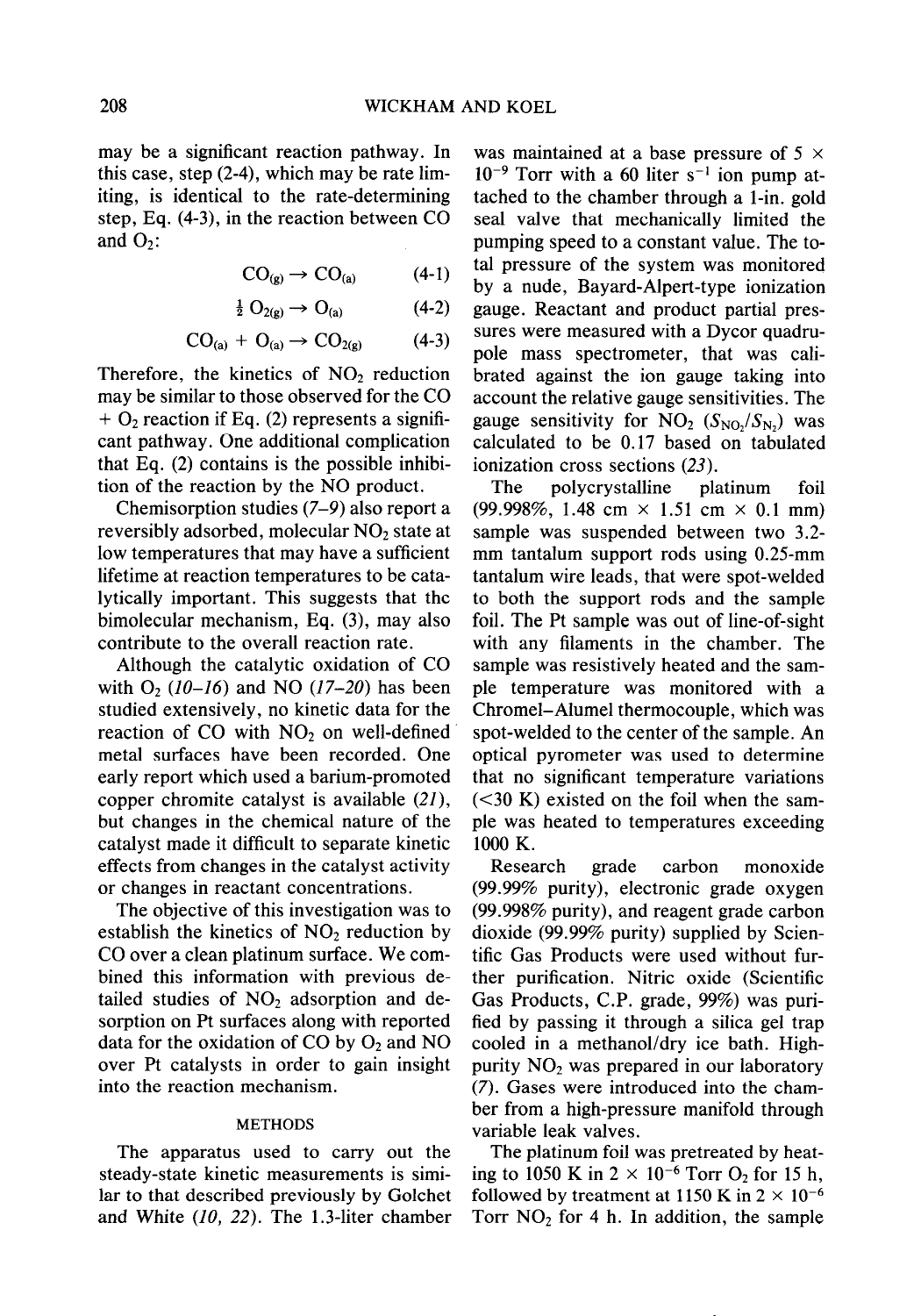may be a significant reaction pathway. In this case, step (2-4), which may be rate limiting, is identical to the rate-determining step, Eq. (4-3), in the reaction between CO and $O_2$:

$$CO_{(g)} \rightarrow CO_{(a)} \quad (4\text{-}1)$$

$$\tfrac{1}{2}\, O_{2(g)} \rightarrow O_{(a)} \quad (4\text{-}2)$$

$$CO_{(a)} + O_{(a)} \rightarrow CO_{2(g)} \quad (4\text{-}3)$$

Therefore, the kinetics of $NO_2$ reduction may be similar to those observed for the CO + $O_2$ reaction if Eq. (2) represents a significant pathway. One additional complication that Eq. (2) contains is the possible inhibition of the reaction by the NO product.

Chemisorption studies (7–9) also report a reversibly adsorbed, molecular $NO_2$ state at low temperatures that may have a sufficient lifetime at reaction temperatures to be catalytically important. This suggests that thc bimolecular mechanism, Eq. (3), may also contribute to the overall reaction rate.

Although the catalytic oxidation of CO with $O_2$ (10–16) and NO (17–20) has been studied extensively, no kinetic data for the reaction of CO with $NO_2$ on well-defined metal surfaces have been recorded. One early report which used a barium-promoted copper chromite catalyst is available (21), but changes in the chemical nature of the catalyst made it difficult to separate kinetic effects from changes in the catalyst activity or changes in reactant concentrations.

The objective of this investigation was to establish the kinetics of $NO_2$ reduction by CO over a clean platinum surface. We combined this information with previous detailed studies of $NO_2$ adsorption and desorption on Pt surfaces along with reported data for the oxidation of CO by $O_2$ and NO over Pt catalysts in order to gain insight into the reaction mechanism.

## METHODS

The apparatus used to carry out the steady-state kinetic measurements is similar to that described previously by Golchet and White (10, 22). The 1.3-liter chamber was maintained at a base pressure of $5 \times 10^{-9}$ Torr with a 60 liter $s^{-1}$ ion pump attached to the chamber through a 1-in. gold seal valve that mechanically limited the pumping speed to a constant value. The total pressure of the system was monitored by a nude, Bayard-Alpert-type ionization gauge. Reactant and product partial pressures were measured with a Dycor quadrupole mass spectrometer, that was calibrated against the ion gauge taking into account the relative gauge sensitivities. The gauge sensitivity for $NO_2$ ($S_{NO_2}/S_{N_2}$) was calculated to be 0.17 based on tabulated ionization cross sections (23).

The polycrystalline platinum foil (99.998%, 1.48 cm × 1.51 cm × 0.1 mm) sample was suspended between two 3.2-mm tantalum support rods using 0.25-mm tantalum wire leads, that were spot-welded to both the support rods and the sample foil. The Pt sample was out of line-of-sight with any filaments in the chamber. The sample was resistively heated and the sample temperature was monitored with a Chromel–Alumel thermocouple, which was spot-welded to the center of the sample. An optical pyrometer was used to determine that no significant temperature variations (<30 K) existed on the foil when the sample was heated to temperatures exceeding 1000 K.

Research grade carbon monoxide (99.99% purity), electronic grade oxygen (99.998% purity), and reagent grade carbon dioxide (99.99% purity) supplied by Scientific Gas Products were used without further purification. Nitric oxide (Scientific Gas Products, C.P. grade, 99%) was purified by passing it through a silica gel trap cooled in a methanol/dry ice bath. High-purity $NO_2$ was prepared in our laboratory (7). Gases were introduced into the chamber from a high-pressure manifold through variable leak valves.

The platinum foil was pretreated by heating to 1050 K in $2 \times 10^{-6}$ Torr $O_2$ for 15 h, followed by treatment at 1150 K in $2 \times 10^{-6}$ Torr $NO_2$ for 4 h. In addition, the sample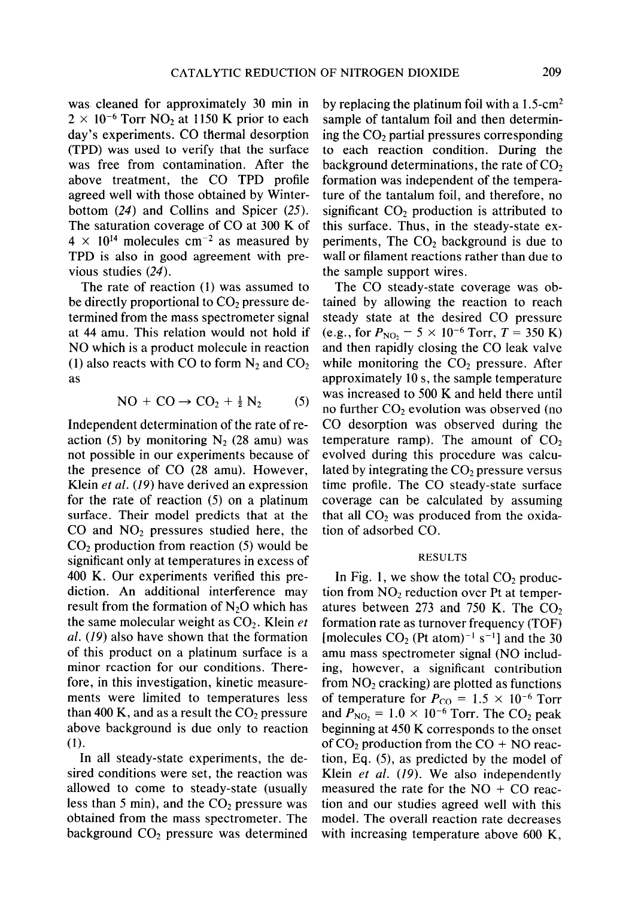was cleaned for approximately 30 min in $2 \times 10^{-6}$ Torr $NO_2$ at 1150 K prior to each day's experiments. CO thermal desorption (TPD) was used to verify that the surface was free from contamination. After the above treatment, the CO TPD profile agreed well with those obtained by Winterbottom (24) and Collins and Spicer (25). The saturation coverage of CO at 300 K of $4 \times 10^{14}$ molecules $cm^{-2}$ as measured by TPD is also in good agreement with previous studies (24).

The rate of reaction (1) was assumed to be directly proportional to $CO_2$ pressure determined from the mass spectrometer signal at 44 amu. This relation would not hold if NO which is a product molecule in reaction (1) also reacts with CO to form $N_2$ and $CO_2$ as

$$NO + CO \rightarrow CO_2 + \tfrac{1}{2} N_2 \quad (5)$$

Independent determination of the rate of reaction (5) by monitoring $N_2$ (28 amu) was not possible in our experiments because of the presence of CO (28 amu). However, Klein *et al.* (19) have derived an expression for the rate of reaction (5) on a platinum surface. Their model predicts that at the CO and $NO_2$ pressures studied here, the $CO_2$ production from reaction (5) would be significant only at temperatures in excess of 400 K. Our experiments verified this prediction. An additional interference may result from the formation of $N_2O$ which has the same molecular weight as $CO_2$. Klein *et al.* (19) also have shown that the formation of this product on a platinum surface is a minor reaction for our conditions. Therefore, in this investigation, kinetic measurements were limited to temperatures less than 400 K, and as a result the $CO_2$ pressure above background is due only to reaction (1).

In all steady-state experiments, the desired conditions were set, the reaction was allowed to come to steady-state (usually less than 5 min), and the $CO_2$ pressure was obtained from the mass spectrometer. The background $CO_2$ pressure was determined by replacing the platinum foil with a 1.5-$cm^2$ sample of tantalum foil and then determining the $CO_2$ partial pressures corresponding to each reaction condition. During the background determinations, the rate of $CO_2$ formation was independent of the temperature of the tantalum foil, and therefore, no significant $CO_2$ production is attributed to this surface. Thus, in the steady-state experiments, The $CO_2$ background is due to wall or filament reactions rather than due to the sample support wires.

The CO steady-state coverage was obtained by allowing the reaction to reach steady state at the desired CO pressure (e.g., for $P_{NO_2} = 5 \times 10^{-6}$ Torr, $T = 350$ K) and then rapidly closing the CO leak valve while monitoring the $CO_2$ pressure. After approximately 10 s, the sample temperature was increased to 500 K and held there until no further $CO_2$ evolution was observed (no CO desorption was observed during the temperature ramp). The amount of $CO_2$ evolved during this procedure was calculated by integrating the $CO_2$ pressure versus time profile. The CO steady-state surface coverage can be calculated by assuming that all $CO_2$ was produced from the oxidation of adsorbed CO.

## RESULTS

In Fig. 1, we show the total $CO_2$ production from $NO_2$ reduction over Pt at temperatures between 273 and 750 K. The $CO_2$ formation rate as turnover frequency (TOF) [molecules $CO_2$ (Pt atom)$^{-1}$ $s^{-1}$] and the 30 amu mass spectrometer signal (NO including, however, a significant contribution from $NO_2$ cracking) are plotted as functions of temperature for $P_{CO} = 1.5 \times 10^{-6}$ Torr and $P_{NO_2} = 1.0 \times 10^{-6}$ Torr. The $CO_2$ peak beginning at 450 K corresponds to the onset of $CO_2$ production from the CO + NO reaction, Eq. (5), as predicted by the model of Klein *et al.* (19). We also independently measured the rate for the NO + CO reaction and our studies agreed well with this model. The overall reaction rate decreases with increasing temperature above 600 K,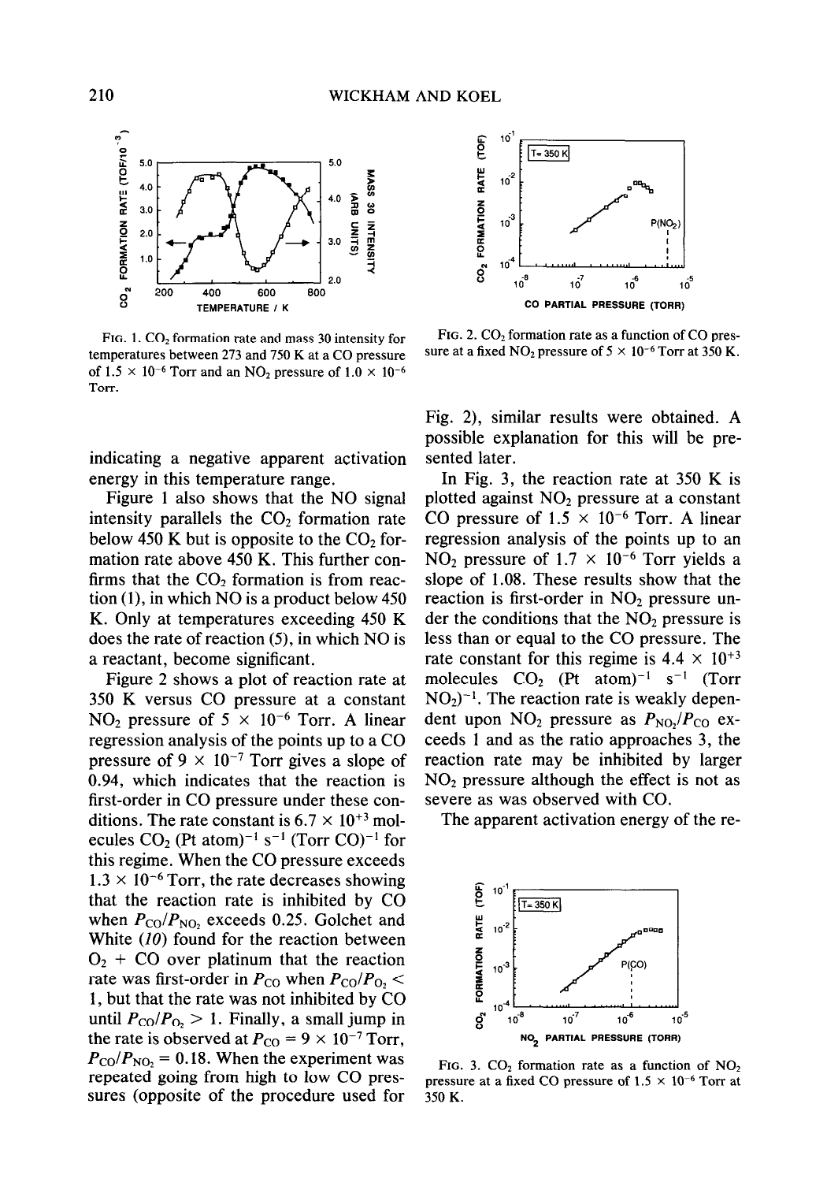FIG. 1. $CO_2$ formation rate and mass 30 intensity for temperatures between 273 and 750 K at a CO pressure of $1.5 \times 10^{-6}$ Torr and an $NO_2$ pressure of $1.0 \times 10^{-6}$ Torr.

FIG. 2. $CO_2$ formation rate as a function of CO pressure at a fixed $NO_2$ pressure of $5 \times 10^{-6}$ Torr at 350 K.

indicating a negative apparent activation energy in this temperature range.

Figure 1 also shows that the NO signal intensity parallels the $CO_2$ formation rate below 450 K but is opposite to the $CO_2$ formation rate above 450 K. This further confirms that the $CO_2$ formation is from reaction (1), in which NO is a product below 450 K. Only at temperatures exceeding 450 K does the rate of reaction (5), in which NO is a reactant, become significant.

Figure 2 shows a plot of reaction rate at 350 K versus CO pressure at a constant $NO_2$ pressure of $5 \times 10^{-6}$ Torr. A linear regression analysis of the points up to a CO pressure of $9 \times 10^{-7}$ Torr gives a slope of 0.94, which indicates that the reaction is first-order in CO pressure under these conditions. The rate constant is $6.7 \times 10^{+3}$ molecules $CO_2$ (Pt atom)$^{-1}$ s$^{-1}$ (Torr CO)$^{-1}$ for this regime. When the CO pressure exceeds $1.3 \times 10^{-6}$ Torr, the rate decreases showing that the reaction rate is inhibited by CO when $P_{CO}/P_{NO_2}$ exceeds 0.25. Golchet and White (*10*) found for the reaction between $O_2$ + CO over platinum that the reaction rate was first-order in $P_{CO}$ when $P_{CO}/P_{O_2} < 1$, but that the rate was not inhibited by CO until $P_{CO}/P_{O_2} > 1$. Finally, a small jump in the rate is observed at $P_{CO} = 9 \times 10^{-7}$ Torr, $P_{CO}/P_{NO_2} = 0.18$. When the experiment was repeated going from high to low CO pressures (opposite of the procedure used for Fig. 2), similar results were obtained. A possible explanation for this will be presented later.

In Fig. 3, the reaction rate at 350 K is plotted against $NO_2$ pressure at a constant CO pressure of $1.5 \times 10^{-6}$ Torr. A linear regression analysis of the points up to an $NO_2$ pressure of $1.7 \times 10^{-6}$ Torr yields a slope of 1.08. These results show that the reaction is first-order in $NO_2$ pressure under the conditions that the $NO_2$ pressure is less than or equal to the CO pressure. The rate constant for this regime is $4.4 \times 10^{+3}$ molecules $CO_2$ (Pt atom)$^{-1}$ s$^{-1}$ (Torr $NO_2$)$^{-1}$. The reaction rate is weakly dependent upon $NO_2$ pressure as $P_{NO_2}/P_{CO}$ exceeds 1 and as the ratio approaches 3, the reaction rate may be inhibited by larger $NO_2$ pressure although the effect is not as severe as was observed with CO.

The apparent activation energy of the re-

FIG. 3. $CO_2$ formation rate as a function of $NO_2$ pressure at a fixed CO pressure of $1.5 \times 10^{-6}$ Torr at 350 K.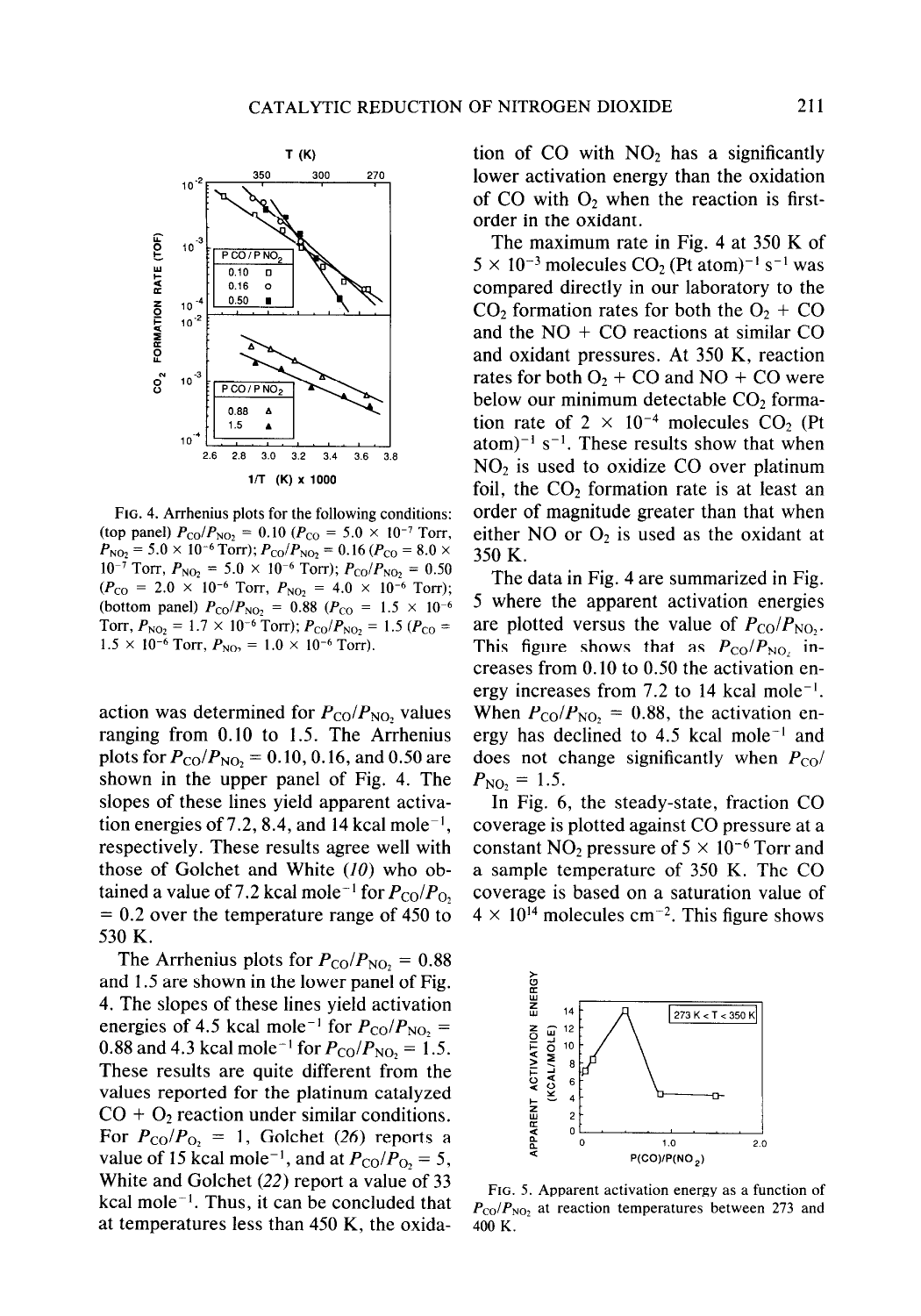FIG. 4. Arrhenius plots for the following conditions: (top panel) $P_{CO}/P_{NO_2} = 0.10$ ($P_{CO} = 5.0 \times 10^{-7}$ Torr, $P_{NO_2} = 5.0 \times 10^{-6}$ Torr); $P_{CO}/P_{NO_2} = 0.16$ ($P_{CO} = 8.0 \times 10^{-7}$ Torr, $P_{NO_2} = 5.0 \times 10^{-6}$ Torr); $P_{CO}/P_{NO_2} = 0.50$ ($P_{CO} = 2.0 \times 10^{-6}$ Torr, $P_{NO_2} = 4.0 \times 10^{-6}$ Torr); (bottom panel) $P_{CO}/P_{NO_2} = 0.88$ ($P_{CO} = 1.5 \times 10^{-6}$ Torr, $P_{NO_2} = 1.7 \times 10^{-6}$ Torr); $P_{CO}/P_{NO_2} = 1.5$ ($P_{CO} = 1.5 \times 10^{-6}$ Torr, $P_{NO_2} = 1.0 \times 10^{-6}$ Torr).

action was determined for $P_{CO}/P_{NO_2}$ values ranging from 0.10 to 1.5. The Arrhenius plots for $P_{CO}/P_{NO_2} = 0.10$, 0.16, and 0.50 are shown in the upper panel of Fig. 4. The slopes of these lines yield apparent activation energies of 7.2, 8.4, and 14 kcal mole$^{-1}$, respectively. These results agree well with those of Golchet and White (*10*) who obtained a value of 7.2 kcal mole$^{-1}$ for $P_{CO}/P_{O_2} = 0.2$ over the temperature range of 450 to 530 K.

The Arrhenius plots for $P_{CO}/P_{NO_2} = 0.88$ and 1.5 are shown in the lower panel of Fig. 4. The slopes of these lines yield activation energies of 4.5 kcal mole$^{-1}$ for $P_{CO}/P_{NO_2} = 0.88$ and 4.3 kcal mole$^{-1}$ for $P_{CO}/P_{NO_2} = 1.5$. These results are quite different from the values reported for the platinum catalyzed $CO + O_2$ reaction under similar conditions. For $P_{CO}/P_{O_2} = 1$, Golchet (*26*) reports a value of 15 kcal mole$^{-1}$, and at $P_{CO}/P_{O_2} = 5$, White and Golchet (*22*) report a value of 33 kcal mole$^{-1}$. Thus, it can be concluded that at temperatures less than 450 K, the oxidation of CO with $NO_2$ has a significantly lower activation energy than the oxidation of CO with $O_2$ when the reaction is first-order in the oxidant.

The maximum rate in Fig. 4 at 350 K of $5 \times 10^{-3}$ molecules $CO_2$ (Pt atom)$^{-1}$ s$^{-1}$ was compared directly in our laboratory to the $CO_2$ formation rates for both the $O_2 + CO$ and the $NO + CO$ reactions at similar CO and oxidant pressures. At 350 K, reaction rates for both $O_2 + CO$ and $NO + CO$ were below our minimum detectable $CO_2$ formation rate of $2 \times 10^{-4}$ molecules $CO_2$ (Pt atom)$^{-1}$ s$^{-1}$. These results show that when $NO_2$ is used to oxidize CO over platinum foil, the $CO_2$ formation rate is at least an order of magnitude greater than that when either NO or $O_2$ is used as the oxidant at 350 K.

The data in Fig. 4 are summarized in Fig. 5 where the apparent activation energies are plotted versus the value of $P_{CO}/P_{NO_2}$. This figure shows that as $P_{CO}/P_{NO_2}$ increases from 0.10 to 0.50 the activation energy increases from 7.2 to 14 kcal mole$^{-1}$. When $P_{CO}/P_{NO_2} = 0.88$, the activation energy has declined to 4.5 kcal mole$^{-1}$ and does not change significantly when $P_{CO}/P_{NO_2} = 1.5$.

In Fig. 6, the steady-state, fraction CO coverage is plotted against CO pressure at a constant $NO_2$ pressure of $5 \times 10^{-6}$ Torr and a sample temperature of 350 K. The CO coverage is based on a saturation value of $4 \times 10^{14}$ molecules cm$^{-2}$. This figure shows

FIG. 5. Apparent activation energy as a function of $P_{CO}/P_{NO_2}$ at reaction temperatures between 273 and 400 K.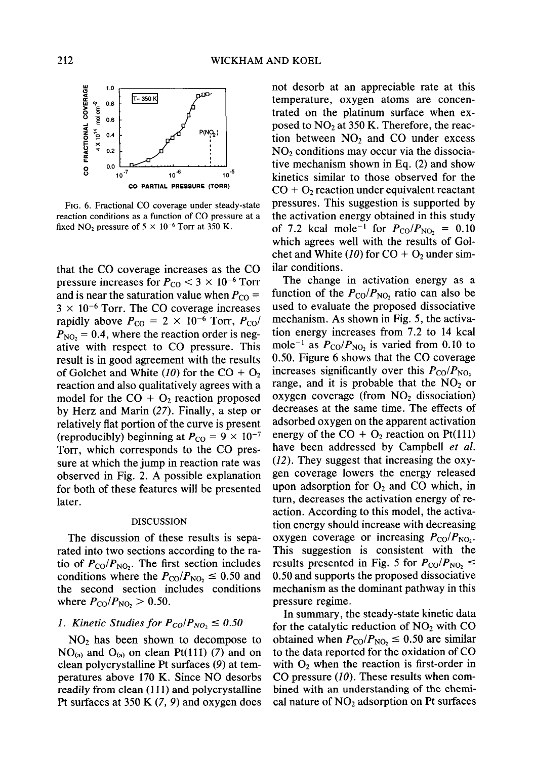FIG. 6. Fractional CO coverage under steady-state reaction conditions as a function of CO pressure at a fixed $NO_2$ pressure of $5 \times 10^{-6}$ Torr at 350 K.

that the CO coverage increases as the CO pressure increases for $P_{CO} < 3 \times 10^{-6}$ Torr and is near the saturation value when $P_{CO} = 3 \times 10^{-6}$ Torr. The CO coverage increases rapidly above $P_{CO} = 2 \times 10^{-6}$ Torr, $P_{CO}/P_{NO_2} = 0.4$, where the reaction order is negative with respect to CO pressure. This result is in good agreement with the results of Golchet and White (*10*) for the CO + $O_2$ reaction and also qualitatively agrees with a model for the CO + $O_2$ reaction proposed by Herz and Marin (*27*). Finally, a step or relatively flat portion of the curve is present (reproducibly) beginning at $P_{CO} = 9 \times 10^{-7}$ Torr, which corresponds to the CO pressure at which the jump in reaction rate was observed in Fig. 2. A possible explanation for both of these features will be presented later.

## DISCUSSION

The discussion of these results is separated into two sections according to the ratio of $P_{CO}/P_{NO_2}$. The first section includes conditions where the $P_{CO}/P_{NO_2} \leq 0.50$ and the second section includes conditions where $P_{CO}/P_{NO_2} > 0.50$.

### 1. *Kinetic Studies for $P_{CO}/P_{NO_2} \leq 0.50$*

$NO_2$ has been shown to decompose to $NO_{(a)}$ and $O_{(a)}$ on clean Pt(111) (*7*) and on clean polycrystalline Pt surfaces (*9*) at temperatures above 170 K. Since NO desorbs readily from clean (111) and polycrystalline Pt surfaces at 350 K (*7, 9*) and oxygen does not desorb at an appreciable rate at this temperature, oxygen atoms are concentrated on the platinum surface when exposed to $NO_2$ at 350 K. Therefore, the reaction between $NO_2$ and CO under excess $NO_2$ conditions may occur via the dissociative mechanism shown in Eq. (2) and show kinetics similar to those observed for the CO + $O_2$ reaction under equivalent reactant pressures. This suggestion is supported by the activation energy obtained in this study of 7.2 kcal mole$^{-1}$ for $P_{CO}/P_{NO_2} = 0.10$ which agrees well with the results of Golchet and White (*10*) for CO + $O_2$ under similar conditions.

The change in activation energy as a function of the $P_{CO}/P_{NO_2}$ ratio can also be used to evaluate the proposed dissociative mechanism. As shown in Fig. 5, the activation energy increases from 7.2 to 14 kcal mole$^{-1}$ as $P_{CO}/P_{NO_2}$ is varied from 0.10 to 0.50. Figure 6 shows that the CO coverage increases significantly over this $P_{CO}/P_{NO_2}$ range, and it is probable that the $NO_2$ or oxygen coverage (from $NO_2$ dissociation) decreases at the same time. The effects of adsorbed oxygen on the apparent activation energy of the CO + $O_2$ reaction on Pt(111) have been addressed by Campbell *et al.* (*12*). They suggest that increasing the oxygen coverage lowers the energy released upon adsorption for $O_2$ and CO which, in turn, decreases the activation energy of reaction. According to this model, the activation energy should increase with decreasing oxygen coverage or increasing $P_{CO}/P_{NO_2}$. This suggestion is consistent with the results presented in Fig. 5 for $P_{CO}/P_{NO_2} \leq 0.50$ and supports the proposed dissociative mechanism as the dominant pathway in this pressure regime.

In summary, the steady-state kinetic data for the catalytic reduction of $NO_2$ with CO obtained when $P_{CO}/P_{NO_2} \leq 0.50$ are similar to the data reported for the oxidation of CO with $O_2$ when the reaction is first-order in CO pressure (*10*). These results when combined with an understanding of the chemical nature of $NO_2$ adsorption on Pt surfaces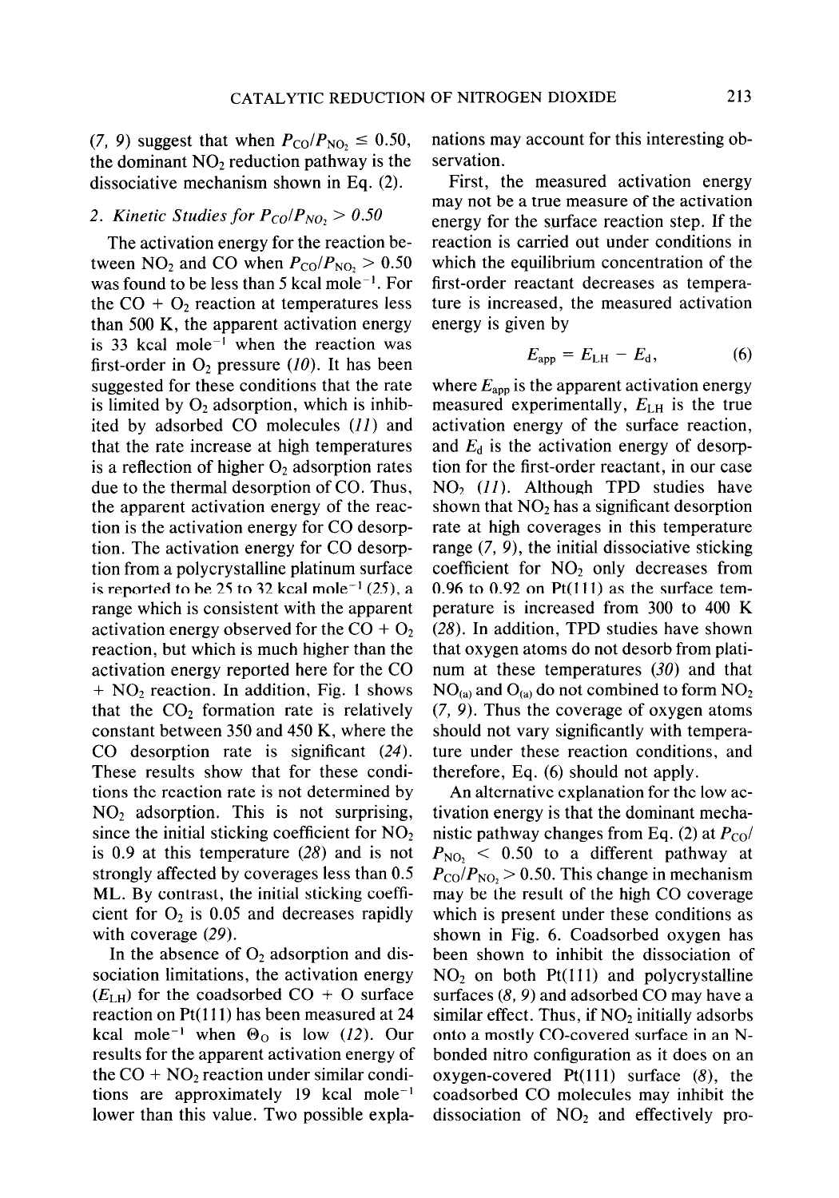(7, 9) suggest that when $P_{CO}/P_{NO_2} \leq 0.50$, the dominant $NO_2$ reduction pathway is the dissociative mechanism shown in Eq. (2).

### 2. Kinetic Studies for $P_{CO}/P_{NO_2} > 0.50$

The activation energy for the reaction between $NO_2$ and CO when $P_{CO}/P_{NO_2} > 0.50$ was found to be less than 5 kcal mole$^{-1}$. For the CO + $O_2$ reaction at temperatures less than 500 K, the apparent activation energy is 33 kcal mole$^{-1}$ when the reaction was first-order in $O_2$ pressure (10). It has been suggested for these conditions that the rate is limited by $O_2$ adsorption, which is inhibited by adsorbed CO molecules (11) and that the rate increase at high temperatures is a reflection of higher $O_2$ adsorption rates due to the thermal desorption of CO. Thus, the apparent activation energy of the reaction is the activation energy for CO desorption. The activation energy for CO desorption from a polycrystalline platinum surface is reported to be 25 to 32 kcal mole$^{-1}$ (25), a range which is consistent with the apparent activation energy observed for the CO + $O_2$ reaction, but which is much higher than the activation energy reported here for the CO + $NO_2$ reaction. In addition, Fig. 1 shows that the $CO_2$ formation rate is relatively constant between 350 and 450 K, where the CO desorption rate is significant (24). These results show that for these conditions the reaction rate is not determined by $NO_2$ adsorption. This is not surprising, since the initial sticking coefficient for $NO_2$ is 0.9 at this temperature (28) and is not strongly affected by coverages less than 0.5 ML. By contrast, the initial sticking coefficient for $O_2$ is 0.05 and decreases rapidly with coverage (29).

In the absence of $O_2$ adsorption and dissociation limitations, the activation energy ($E_{LH}$) for the coadsorbed CO + O surface reaction on Pt(111) has been measured at 24 kcal mole$^{-1}$ when $\Theta_O$ is low (12). Our results for the apparent activation energy of the CO + $NO_2$ reaction under similar conditions are approximately 19 kcal mole$^{-1}$ lower than this value. Two possible explanations may account for this interesting observation.

First, the measured activation energy may not be a true measure of the activation energy for the surface reaction step. If the reaction is carried out under conditions in which the equilibrium concentration of the first-order reactant decreases as temperature is increased, the measured activation energy is given by

$$E_{app} = E_{LH} - E_d, \tag{6}$$

where $E_{app}$ is the apparent activation energy measured experimentally, $E_{LH}$ is the true activation energy of the surface reaction, and $E_d$ is the activation energy of desorption for the first-order reactant, in our case $NO_2$ (11). Although TPD studies have shown that $NO_2$ has a significant desorption rate at high coverages in this temperature range (7, 9), the initial dissociative sticking coefficient for $NO_2$ only decreases from 0.96 to 0.92 on Pt(111) as the surface temperature is increased from 300 to 400 K (28). In addition, TPD studies have shown that oxygen atoms do not desorb from platinum at these temperatures (30) and that $NO_{(a)}$ and $O_{(a)}$ do not combined to form $NO_2$ (7, 9). Thus the coverage of oxygen atoms should not vary significantly with temperature under these reaction conditions, and therefore, Eq. (6) should not apply.

An alternative explanation for the low activation energy is that the dominant mechanistic pathway changes from Eq. (2) at $P_{CO}/P_{NO_2} < 0.50$ to a different pathway at $P_{CO}/P_{NO_2} > 0.50$. This change in mechanism may be the result of the high CO coverage which is present under these conditions as shown in Fig. 6. Coadsorbed oxygen has been shown to inhibit the dissociation of $NO_2$ on both Pt(111) and polycrystalline surfaces (8, 9) and adsorbed CO may have a similar effect. Thus, if $NO_2$ initially adsorbs onto a mostly CO-covered surface in an N-bonded nitro configuration as it does on an oxygen-covered Pt(111) surface (8), the coadsorbed CO molecules may inhibit the dissociation of $NO_2$ and effectively pro-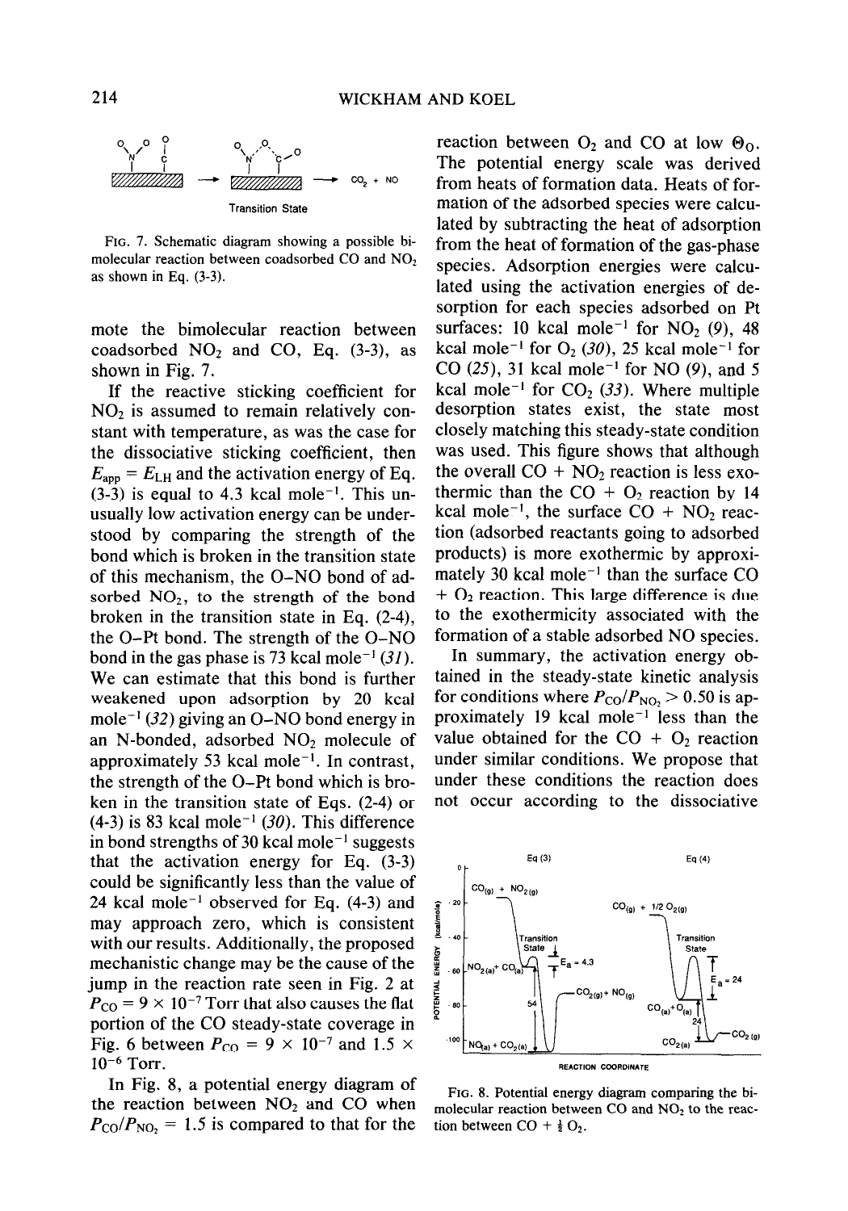FIG. 7. Schematic diagram showing a possible bimolecular reaction between coadsorbed CO and $NO_2$ as shown in Eq. (3-3).

mote the bimolecular reaction between coadsorbed $NO_2$ and CO, Eq. (3-3), as shown in Fig. 7.

If the reactive sticking coefficient for $NO_2$ is assumed to remain relatively constant with temperature, as was the case for the dissociative sticking coefficient, then $E_{app} = E_{LH}$ and the activation energy of Eq. (3-3) is equal to 4.3 kcal $mole^{-1}$. This unusually low activation energy can be understood by comparing the strength of the bond which is broken in the transition state of this mechanism, the O–NO bond of adsorbed $NO_2$, to the strength of the bond broken in the transition state in Eq. (2-4), the O–Pt bond. The strength of the O–NO bond in the gas phase is 73 kcal $mole^{-1}$ (31). We can estimate that this bond is further weakened upon adsorption by 20 kcal $mole^{-1}$ (32) giving an O–NO bond energy in an N-bonded, adsorbed $NO_2$ molecule of approximately 53 kcal $mole^{-1}$. In contrast, the strength of the O–Pt bond which is broken in the transition state of Eqs. (2-4) or (4-3) is 83 kcal $mole^{-1}$ (30). This difference in bond strengths of 30 kcal $mole^{-1}$ suggests that the activation energy for Eq. (3-3) could be significantly less than the value of 24 kcal $mole^{-1}$ observed for Eq. (4-3) and may approach zero, which is consistent with our results. Additionally, the proposed mechanistic change may be the cause of the jump in the reaction rate seen in Fig. 2 at $P_{CO} = 9 \times 10^{-7}$ Torr that also causes the flat portion of the CO steady-state coverage in Fig. 6 between $P_{CO} = 9 \times 10^{-7}$ and $1.5 \times 10^{-6}$ Torr.

In Fig. 8, a potential energy diagram of the reaction between $NO_2$ and CO when $P_{CO}/P_{NO_2} = 1.5$ is compared to that for the reaction between $O_2$ and CO at low $\Theta_O$. The potential energy scale was derived from heats of formation data. Heats of formation of the adsorbed species were calculated by subtracting the heat of adsorption from the heat of formation of the gas-phase species. Adsorption energies were calculated using the activation energies of desorption for each species adsorbed on Pt surfaces: 10 kcal $mole^{-1}$ for $NO_2$ (9), 48 kcal $mole^{-1}$ for $O_2$ (30), 25 kcal $mole^{-1}$ for CO (25), 31 kcal $mole^{-1}$ for NO (9), and 5 kcal $mole^{-1}$ for $CO_2$ (33). Where multiple desorption states exist, the state most closely matching this steady-state condition was used. This figure shows that although the overall CO + $NO_2$ reaction is less exothermic than the CO + $O_2$ reaction by 14 kcal $mole^{-1}$, the surface CO + $NO_2$ reaction (adsorbed reactants going to adsorbed products) is more exothermic by approximately 30 kcal $mole^{-1}$ than the surface CO + $O_2$ reaction. This large difference is due to the exothermicity associated with the formation of a stable adsorbed NO species.

In summary, the activation energy obtained in the steady-state kinetic analysis for conditions where $P_{CO}/P_{NO_2} > 0.50$ is approximately 19 kcal $mole^{-1}$ less than the value obtained for the CO + $O_2$ reaction under similar conditions. We propose that under these conditions the reaction does not occur according to the dissociative

FIG. 8. Potential energy diagram comparing the bimolecular reaction between CO and $NO_2$ to the reaction between CO + $\frac{1}{2}$ $O_2$.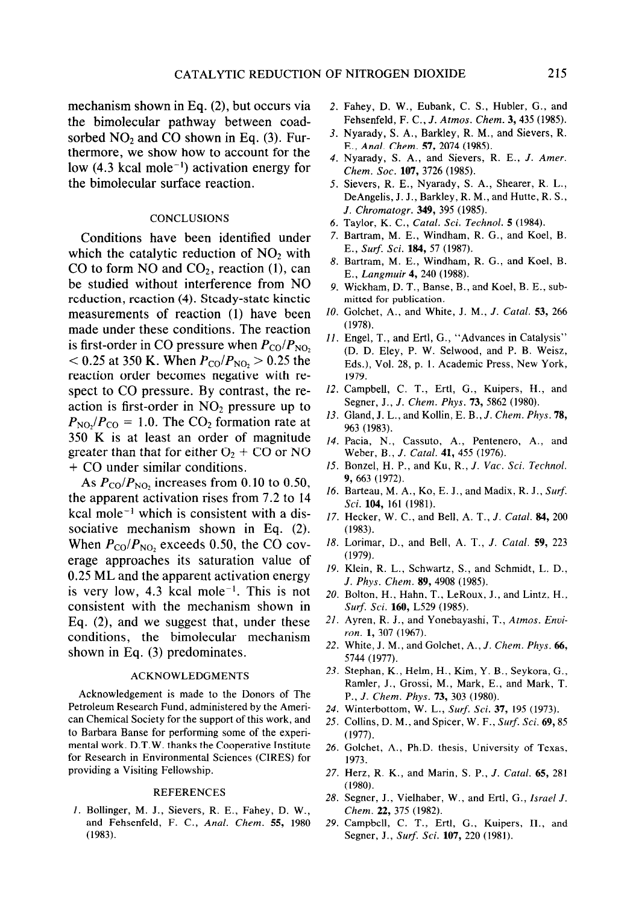mechanism shown in Eq. (2), but occurs via the bimolecular pathway between coadsorbed $NO_2$ and CO shown in Eq. (3). Furthermore, we show how to account for the low (4.3 kcal $mole^{-1}$) activation energy for the bimolecular surface reaction.

## CONCLUSIONS

Conditions have been identified under which the catalytic reduction of $NO_2$ with CO to form NO and $CO_2$, reaction (1), can be studied without interference from NO reduction, reaction (4). Steady-state kinetic measurements of reaction (1) have been made under these conditions. The reaction is first-order in CO pressure when $P_{CO}/P_{NO_2} < 0.25$ at 350 K. When $P_{CO}/P_{NO_2} > 0.25$ the reaction order becomes negative with respect to CO pressure. By contrast, the reaction is first-order in $NO_2$ pressure up to $P_{NO_2}/P_{CO} = 1.0$. The $CO_2$ formation rate at 350 K is at least an order of magnitude greater than that for either $O_2$ + CO or NO + CO under similar conditions.

As $P_{CO}/P_{NO_2}$ increases from 0.10 to 0.50, the apparent activation rises from 7.2 to 14 kcal $mole^{-1}$ which is consistent with a dissociative mechanism shown in Eq. (2). When $P_{CO}/P_{NO_2}$ exceeds 0.50, the CO coverage approaches its saturation value of 0.25 ML and the apparent activation energy is very low, 4.3 kcal $mole^{-1}$. This is not consistent with the mechanism shown in Eq. (2), and we suggest that, under these conditions, the bimolecular mechanism shown in Eq. (3) predominates.

## ACKNOWLEDGMENTS

Acknowledgement is made to the Donors of The Petroleum Research Fund, administered by the American Chemical Society for the support of this work, and to Barbara Banse for performing some of the experimental work. D.T.W. thanks the Cooperative Institute for Research in Environmental Sciences (CIRES) for providing a Visiting Fellowship.

## REFERENCES

1. Bollinger, M. J., Sievers, R. E., Fahey, D. W., and Fehsenfeld, F. C., *Anal. Chem.* **55**, 1980 (1983).
2. Fahey, D. W., Eubank, C. S., Hubler, G., and Fehsenfeld, F. C., *J. Atmos. Chem.* **3**, 435 (1985).
3. Nyarady, S. A., Barkley, R. M., and Sievers, R. E., *Anal. Chem.* **57**, 2074 (1985).
4. Nyarady, S. A., and Sievers, R. E., *J. Amer. Chem. Soc.* **107**, 3726 (1985).
5. Sievers, R. E., Nyarady, S. A., Shearer, R. L., DeAngelis, J. J., Barkley, R. M., and Hutte, R. S., *J. Chromatogr.* **349**, 395 (1985).
6. Taylor, K. C., *Catal. Sci. Technol.* **5** (1984).
7. Bartram, M. E., Windham, R. G., and Koel, B. E., *Surf. Sci.* **184**, 57 (1987).
8. Bartram, M. E., Windham, R. G., and Koel, B. E., *Langmuir* **4**, 240 (1988).
9. Wickham, D. T., Banse, B., and Koel, B. E., submitted for publication.
10. Golchet, A., and White, J. M., *J. Catal.* **53**, 266 (1978).
11. Engel, T., and Ertl, G., "Advances in Catalysis" (D. D. Eley, P. W. Selwood, and P. B. Weisz, Eds.), Vol. 28, p. 1. Academic Press, New York, 1979.
12. Campbell, C. T., Ertl, G., Kuipers, H., and Segner, J., *J. Chem. Phys.* **73**, 5862 (1980).
13. Gland, J. L., and Kollin, E. B., *J. Chem. Phys.* **78**, 963 (1983).
14. Pacia, N., Cassuto, A., Pentenero, A., and Weber, B., *J. Catal.* **41**, 455 (1976).
15. Bonzel, H. P., and Ku, R., *J. Vac. Sci. Technol.* **9**, 663 (1972).
16. Barteau, M. A., Ko, E. J., and Madix, R. J., *Surf. Sci.* **104**, 161 (1981).
17. Hecker, W. C., and Bell, A. T., *J. Catal.* **84**, 200 (1983).
18. Lorimar, D., and Bell, A. T., *J. Catal.* **59**, 223 (1979).
19. Klein, R. L., Schwartz, S., and Schmidt, L. D., *J. Phys. Chem.* **89**, 4908 (1985).
20. Bolton, H., Hahn, T., LeRoux, J., and Lintz, H., *Surf. Sci.* **160**, L529 (1985).
21. Ayren, R. J., and Yonebayashi, T., *Atmos. Environ.* **1**, 307 (1967).
22. White, J. M., and Golchet, A., *J. Chem. Phys.* **66**, 5744 (1977).
23. Stephan, K., Helm, H., Kim, Y. B., Seykora, G., Ramler, J., Grossi, M., Mark, E., and Mark, T. P., *J. Chem. Phys.* **73**, 303 (1980).
24. Winterbottom, W. L., *Surf. Sci.* **37**, 195 (1973).
25. Collins, D. M., and Spicer, W. F., *Surf. Sci.* **69**, 85 (1977).
26. Golchet, A., Ph.D. thesis, University of Texas, 1973.
27. Herz, R. K., and Marin, S. P., *J. Catal.* **65**, 281 (1980).
28. Segner, J., Vielhaber, W., and Ertl, G., *Israel J. Chem.* **22**, 375 (1982).
29. Campbell, C. T., Ertl, G., Kuipers, H., and Segner, J., *Surf. Sci.* **107**, 220 (1981).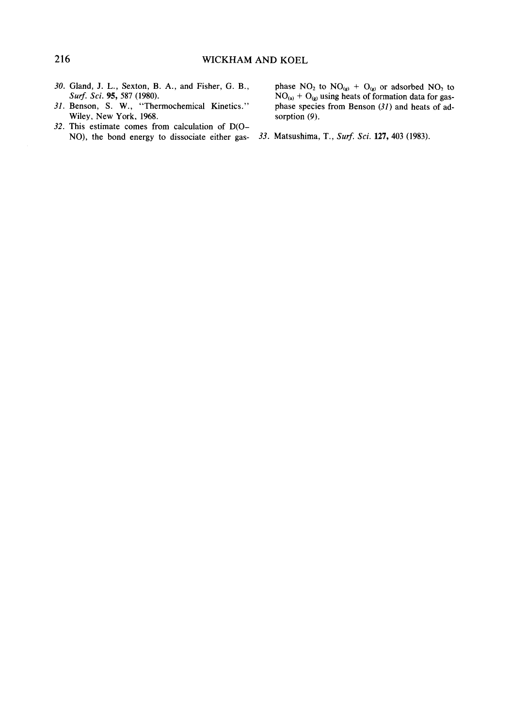30. Gland, J. L., Sexton, B. A., and Fisher, G. B., *Surf. Sci.* **95**, 587 (1980).
31. Benson, S. W., "Thermochemical Kinetics." Wiley, New York, 1968.
32. This estimate comes from calculation of D(O–NO), the bond energy to dissociate either gas-phase $NO_2$ to $NO_{(g)} + O_{(g)}$ or adsorbed $NO_2$ to $NO_{(a)} + O_{(g)}$ using heats of formation data for gas-phase species from Benson (*31*) and heats of adsorption (*9*).
33. Matsushima, T., *Surf. Sci.* **127**, 403 (1983).